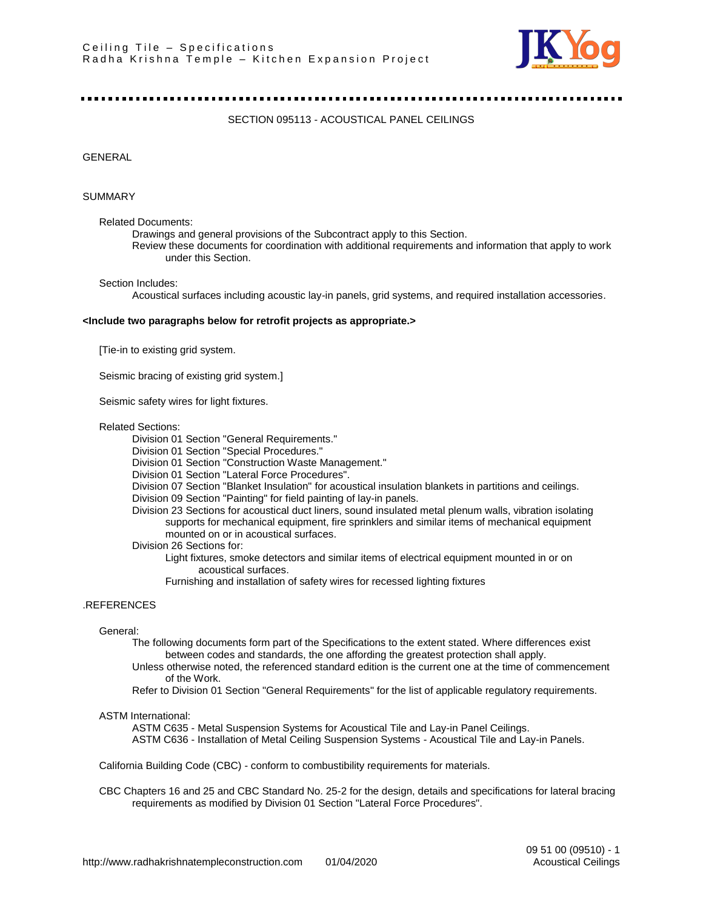## SECTION 095113 - ACOUSTICAL PANEL CEILINGS

### GENERAL

### SUMMARY

Related Documents:

- Drawings and general provisions of the Subcontract apply to this Section.
- Review these documents for coordination with additional requirements and information that apply to work under this Section.

Section Includes:

- Acoustical surfaces including acoustic lay-in panels, grid systems, and required installation accessories.

**<Include two paragraphs below for retrofit projects as appropriate.>**

[Tie-in to existing grid system.

Seismic bracing of existing grid system.]

Seismic safety wires for light fixtures.

Related Sections:

- Division 01 Section "General Requirements."
- Division 01 Section "Special Procedures."
- Division 01 Section "Construction Waste Management."
- Division 01 Section "Lateral Force Procedures".
- Division 07 Section "Blanket Insulation" for acoustical insulation blankets in partitions and ceilings.
- Division 09 Section "Painting" for field painting of lay-in panels.
- Division 23 Sections for acoustical duct liners, sound insulated metal plenum walls, vibration isolating supports for mechanical equipment, fire sprinklers and similar items of mechanical equipment mounted on or in acoustical surfaces.
- Division 26 Sections for:
  - Light fixtures, smoke detectors and similar items of electrical equipment mounted in or on acoustical surfaces.
  - Furnishing and installation of safety wires for recessed lighting fixtures

### .REFERENCES

General:

- The following documents form part of the Specifications to the extent stated. Where differences exist between codes and standards, the one affording the greatest protection shall apply.
- Unless otherwise noted, the referenced standard edition is the current one at the time of commencement of the Work.
- Refer to Division 01 Section "General Requirements" for the list of applicable regulatory requirements.

ASTM International:

- ASTM C635 - Metal Suspension Systems for Acoustical Tile and Lay-in Panel Ceilings.
- ASTM C636 - Installation of Metal Ceiling Suspension Systems - Acoustical Tile and Lay-in Panels.

California Building Code (CBC) - conform to combustibility requirements for materials.

CBC Chapters 16 and 25 and CBC Standard No. 25-2 for the design, details and specifications for lateral bracing requirements as modified by Division 01 Section "Lateral Force Procedures".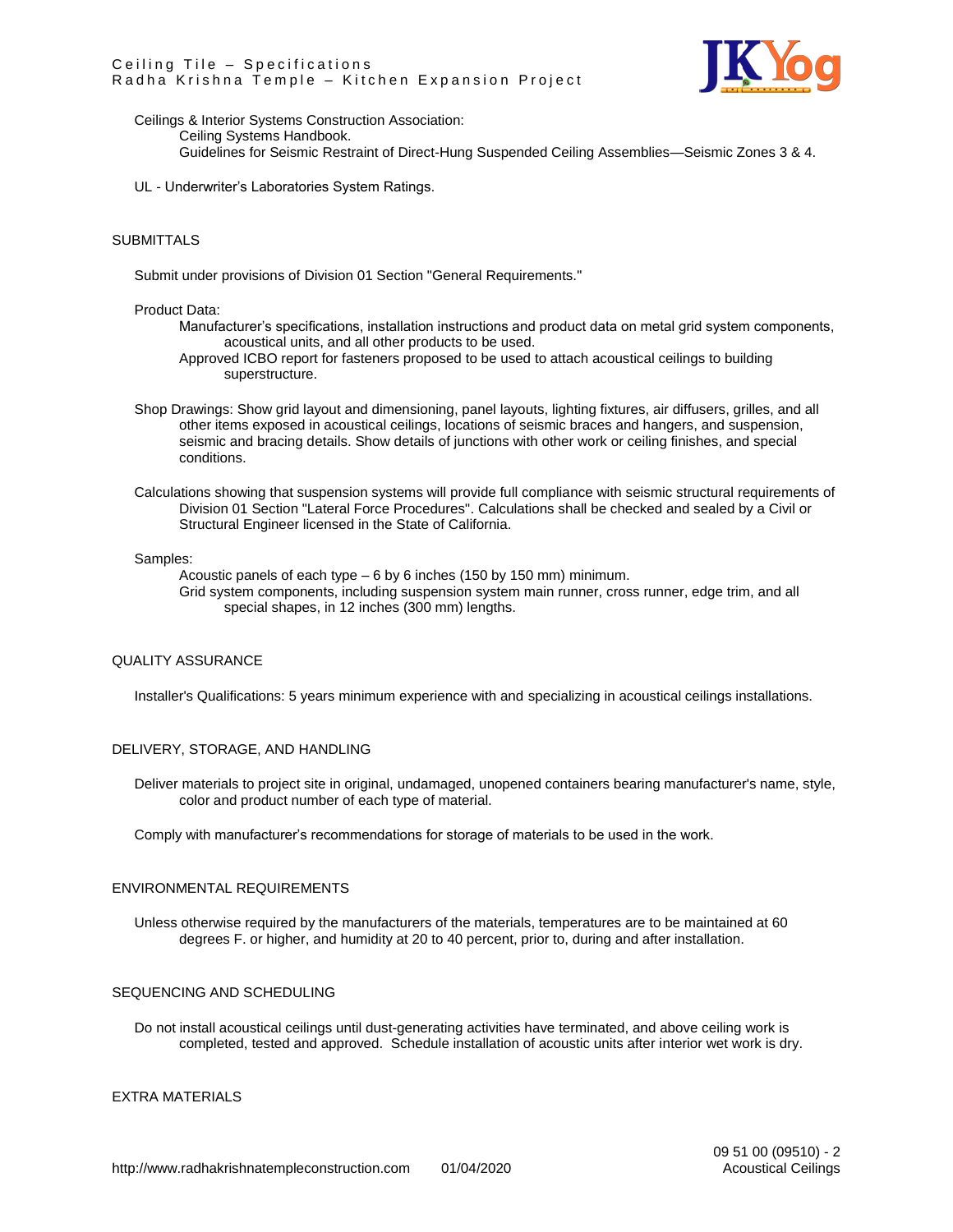Ceilings & Interior Systems Construction Association:

- Ceiling Systems Handbook.
- Guidelines for Seismic Restraint of Direct-Hung Suspended Ceiling Assemblies—Seismic Zones 3 & 4.

UL - Underwriter's Laboratories System Ratings.

## SUBMITTALS

Submit under provisions of Division 01 Section "General Requirements."

Product Data:

- Manufacturer's specifications, installation instructions and product data on metal grid system components, acoustical units, and all other products to be used.
- Approved ICBO report for fasteners proposed to be used to attach acoustical ceilings to building superstructure.

Shop Drawings: Show grid layout and dimensioning, panel layouts, lighting fixtures, air diffusers, grilles, and all other items exposed in acoustical ceilings, locations of seismic braces and hangers, and suspension, seismic and bracing details. Show details of junctions with other work or ceiling finishes, and special conditions.

Calculations showing that suspension systems will provide full compliance with seismic structural requirements of Division 01 Section "Lateral Force Procedures". Calculations shall be checked and sealed by a Civil or Structural Engineer licensed in the State of California.

Samples:

- Acoustic panels of each type – 6 by 6 inches (150 by 150 mm) minimum.
- Grid system components, including suspension system main runner, cross runner, edge trim, and all special shapes, in 12 inches (300 mm) lengths.

## QUALITY ASSURANCE

Installer's Qualifications: 5 years minimum experience with and specializing in acoustical ceilings installations.

## DELIVERY, STORAGE, AND HANDLING

Deliver materials to project site in original, undamaged, unopened containers bearing manufacturer's name, style, color and product number of each type of material.

Comply with manufacturer's recommendations for storage of materials to be used in the work.

## ENVIRONMENTAL REQUIREMENTS

Unless otherwise required by the manufacturers of the materials, temperatures are to be maintained at 60 degrees F. or higher, and humidity at 20 to 40 percent, prior to, during and after installation.

## SEQUENCING AND SCHEDULING

Do not install acoustical ceilings until dust-generating activities have terminated, and above ceiling work is completed, tested and approved. Schedule installation of acoustic units after interior wet work is dry.

## EXTRA MATERIALS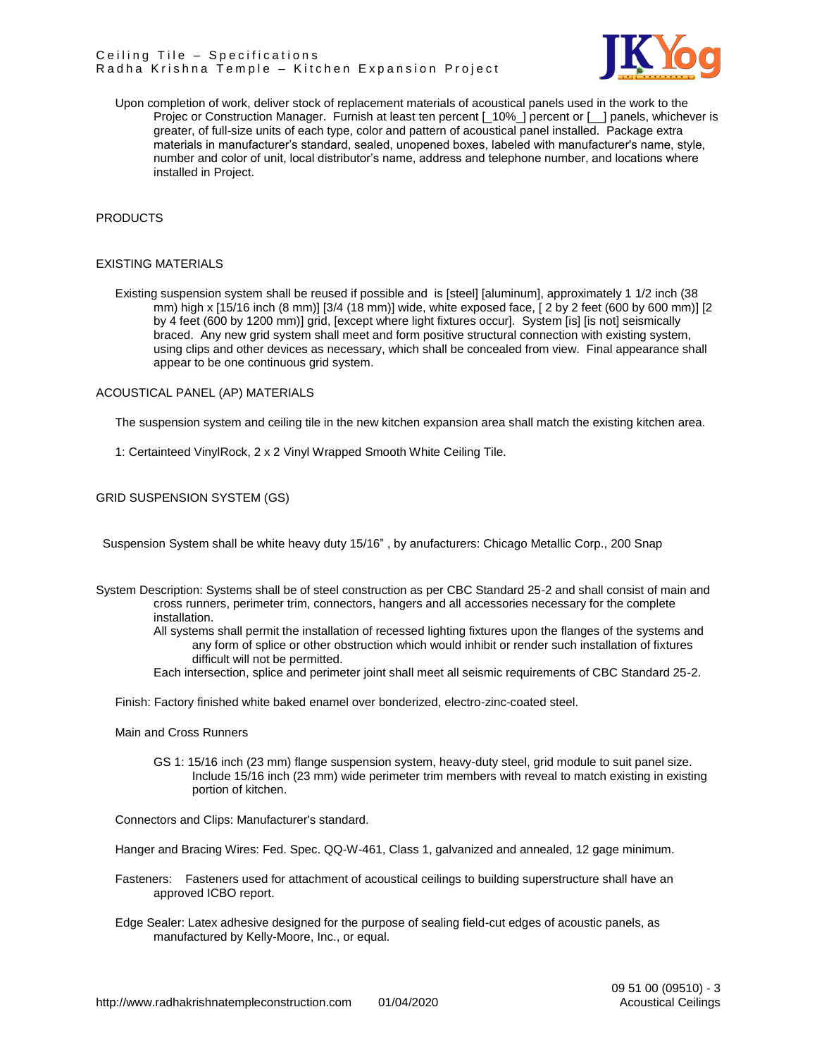Upon completion of work, deliver stock of replacement materials of acoustical panels used in the work to the Projec or Construction Manager. Furnish at least ten percent [_10%_] percent or [__] panels, whichever is greater, of full-size units of each type, color and pattern of acoustical panel installed. Package extra materials in manufacturer's standard, sealed, unopened boxes, labeled with manufacturer's name, style, number and color of unit, local distributor's name, address and telephone number, and locations where installed in Project.

## PRODUCTS

### EXISTING MATERIALS

Existing suspension system shall be reused if possible and is [steel] [aluminum], approximately 1 1/2 inch (38 mm) high x [15/16 inch (8 mm)] [3/4 (18 mm)] wide, white exposed face, [ 2 by 2 feet (600 by 600 mm)] [2 by 4 feet (600 by 1200 mm)] grid, [except where light fixtures occur]. System [is] [is not] seismically braced. Any new grid system shall meet and form positive structural connection with existing system, using clips and other devices as necessary, which shall be concealed from view. Final appearance shall appear to be one continuous grid system.

### ACOUSTICAL PANEL (AP) MATERIALS

The suspension system and ceiling tile in the new kitchen expansion area shall match the existing kitchen area.

1: Certainteed VinylRock, 2 x 2 Vinyl Wrapped Smooth White Ceiling Tile.

### GRID SUSPENSION SYSTEM (GS)

Suspension System shall be white heavy duty 15/16" , by anufacturers: Chicago Metallic Corp., 200 Snap

System Description: Systems shall be of steel construction as per CBC Standard 25-2 and shall consist of main and cross runners, perimeter trim, connectors, hangers and all accessories necessary for the complete installation.

- All systems shall permit the installation of recessed lighting fixtures upon the flanges of the systems and any form of splice or other obstruction which would inhibit or render such installation of fixtures difficult will not be permitted.
- Each intersection, splice and perimeter joint shall meet all seismic requirements of CBC Standard 25-2.

Finish: Factory finished white baked enamel over bonderized, electro-zinc-coated steel.

Main and Cross Runners

GS 1: 15/16 inch (23 mm) flange suspension system, heavy-duty steel, grid module to suit panel size. Include 15/16 inch (23 mm) wide perimeter trim members with reveal to match existing in existing portion of kitchen.

Connectors and Clips: Manufacturer's standard.

Hanger and Bracing Wires: Fed. Spec. QQ-W-461, Class 1, galvanized and annealed, 12 gage minimum.

Fasteners: Fasteners used for attachment of acoustical ceilings to building superstructure shall have an approved ICBO report.

Edge Sealer: Latex adhesive designed for the purpose of sealing field-cut edges of acoustic panels, as manufactured by Kelly-Moore, Inc., or equal.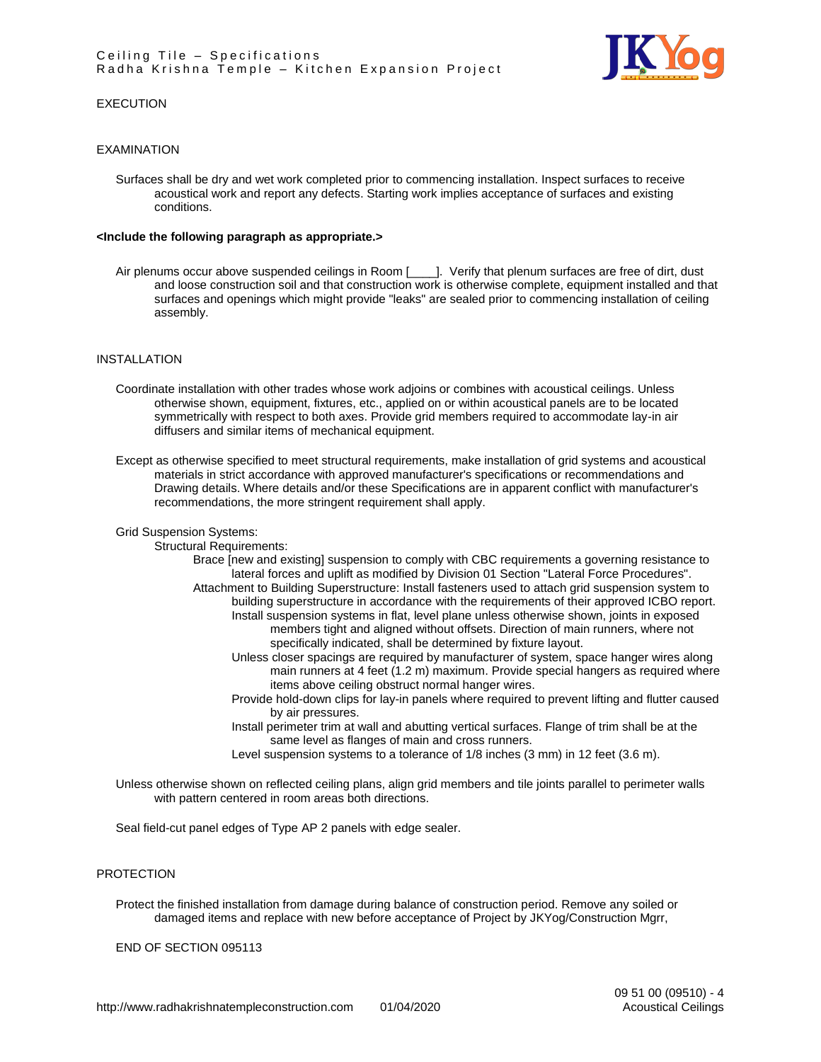## EXECUTION

### EXAMINATION

Surfaces shall be dry and wet work completed prior to commencing installation. Inspect surfaces to receive acoustical work and report any defects. Starting work implies acceptance of surfaces and existing conditions.

**<Include the following paragraph as appropriate.>**

Air plenums occur above suspended ceilings in Room [____]. Verify that plenum surfaces are free of dirt, dust and loose construction soil and that construction work is otherwise complete, equipment installed and that surfaces and openings which might provide "leaks" are sealed prior to commencing installation of ceiling assembly.

### INSTALLATION

Coordinate installation with other trades whose work adjoins or combines with acoustical ceilings. Unless otherwise shown, equipment, fixtures, etc., applied on or within acoustical panels are to be located symmetrically with respect to both axes. Provide grid members required to accommodate lay-in air diffusers and similar items of mechanical equipment.

Except as otherwise specified to meet structural requirements, make installation of grid systems and acoustical materials in strict accordance with approved manufacturer's specifications or recommendations and Drawing details. Where details and/or these Specifications are in apparent conflict with manufacturer's recommendations, the more stringent requirement shall apply.

Grid Suspension Systems:

- Structural Requirements:
  - Brace [new and existing] suspension to comply with CBC requirements a governing resistance to lateral forces and uplift as modified by Division 01 Section "Lateral Force Procedures".
  - Attachment to Building Superstructure: Install fasteners used to attach grid suspension system to building superstructure in accordance with the requirements of their approved ICBO report.
    - Install suspension systems in flat, level plane unless otherwise shown, joints in exposed members tight and aligned without offsets. Direction of main runners, where not specifically indicated, shall be determined by fixture layout.
    - Unless closer spacings are required by manufacturer of system, space hanger wires along main runners at 4 feet (1.2 m) maximum. Provide special hangers as required where items above ceiling obstruct normal hanger wires.
    - Provide hold-down clips for lay-in panels where required to prevent lifting and flutter caused by air pressures.
    - Install perimeter trim at wall and abutting vertical surfaces. Flange of trim shall be at the same level as flanges of main and cross runners.
    - Level suspension systems to a tolerance of 1/8 inches (3 mm) in 12 feet (3.6 m).

Unless otherwise shown on reflected ceiling plans, align grid members and tile joints parallel to perimeter walls with pattern centered in room areas both directions.

Seal field-cut panel edges of Type AP 2 panels with edge sealer.

### PROTECTION

Protect the finished installation from damage during balance of construction period. Remove any soiled or damaged items and replace with new before acceptance of Project by JKYog/Construction Mgrr,

END OF SECTION 095113